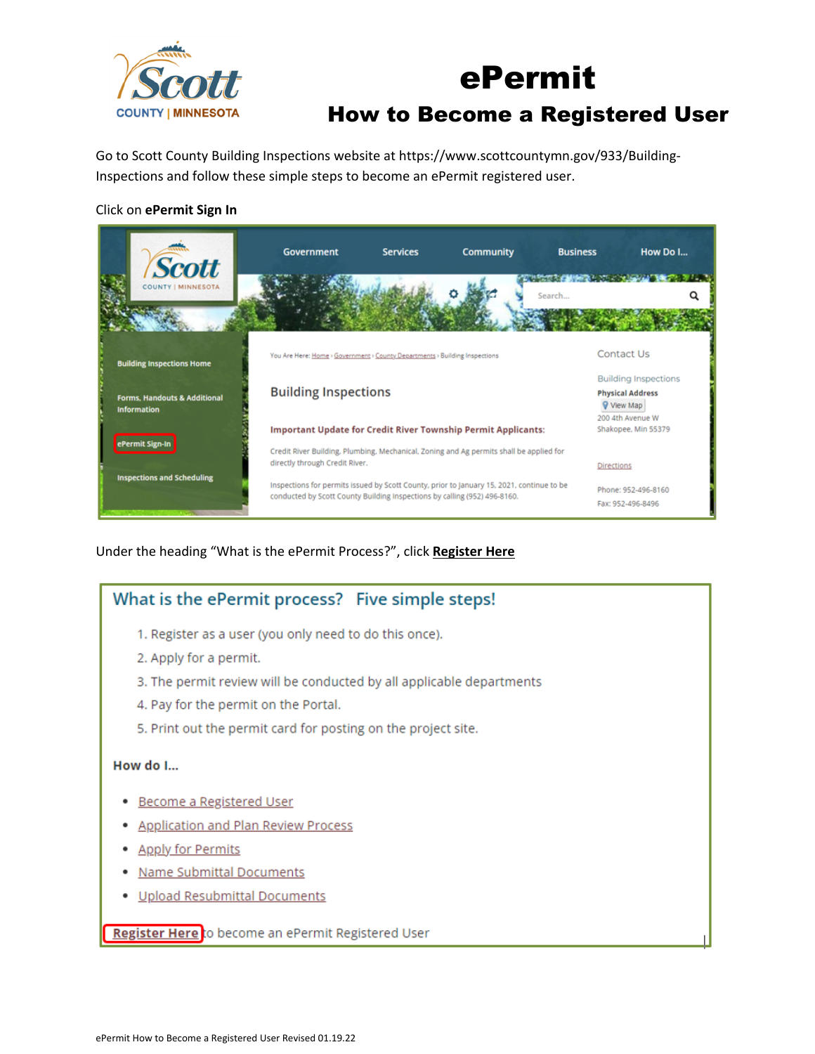# ePermit

## How to Become a Registered User

Go to Scott County Building Inspections website at https://www.scottcountymn.gov/933/Building-Inspections and follow these simple steps to become an ePermit registered user.

Click on **ePermit Sign In**

Government | Services | Community | Business | How Do I...

Building Inspections Home

Forms, Handouts & Additional Information

ePermit Sign-In

Inspections and Scheduling

You Are Here: Home › Government › County Departments › Building Inspections

Building Inspections

**Important Update for Credit River Township Permit Applicants:**

Credit River Building, Plumbing, Mechanical, Zoning and Ag permits shall be applied for directly through Credit River.

Inspections for permits issued by Scott County, prior to January 15, 2021, continue to be conducted by Scott County Building Inspections by calling (952) 496-8160.

Contact Us

Building Inspections

**Physical Address**

View Map

200 4th Avenue W
Shakopee, Min 55379

Directions

Phone: 952-496-8160

Fax: 952-496-8496

Under the heading "What is the ePermit Process?", click **Register Here**

What is the ePermit process? Five simple steps!

1. Register as a user (you only need to do this once).
2. Apply for a permit.
3. The permit review will be conducted by all applicable departments
4. Pay for the permit on the Portal.
5. Print out the permit card for posting on the project site.

**How do I...**

- Become a Registered User
- Application and Plan Review Process
- Apply for Permits
- Name Submittal Documents
- Upload Resubmittal Documents

**Register Here** to become an ePermit Registered User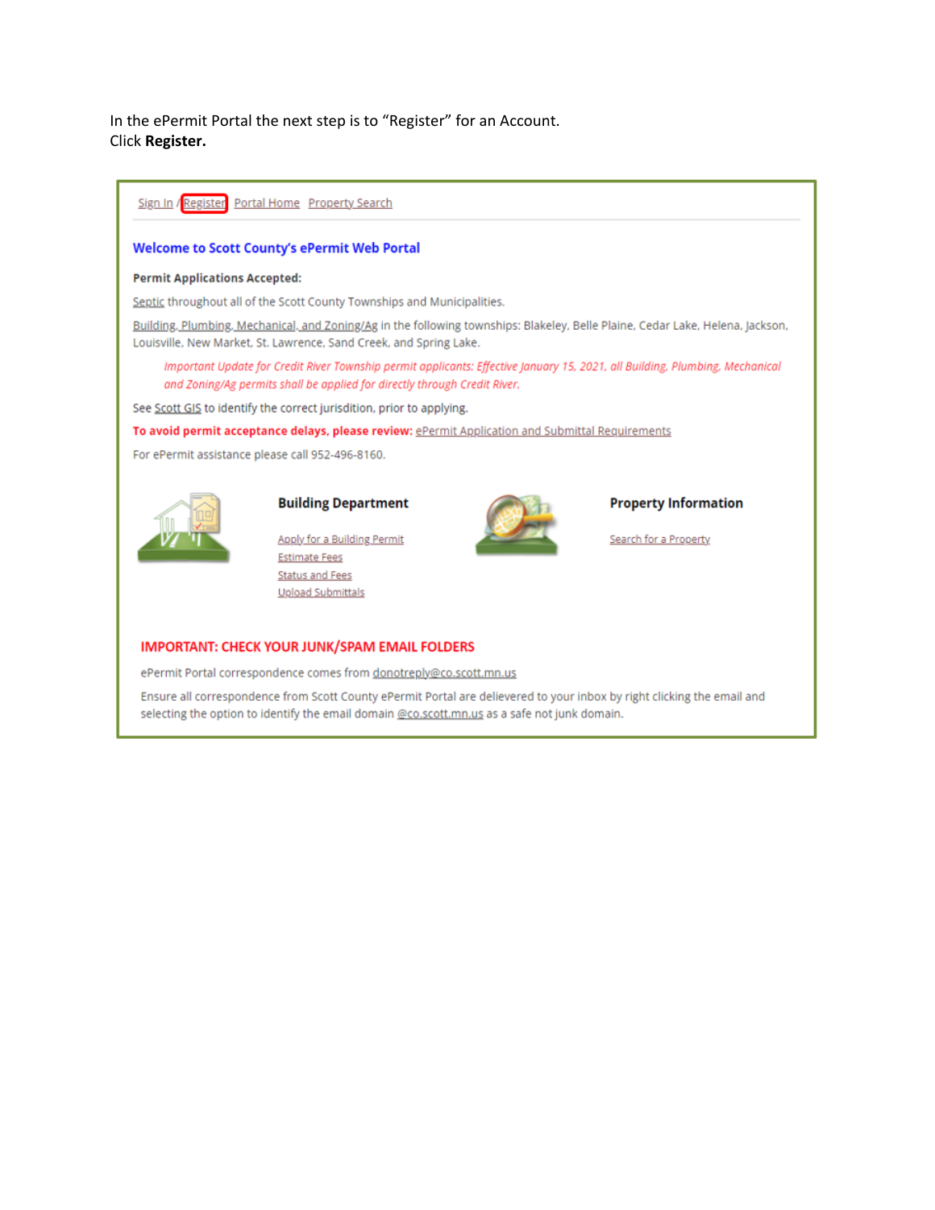In the ePermit Portal the next step is to "Register" for an Account.
Click **Register.**

Sign In / Register Portal Home Property Search

## Welcome to Scott County's ePermit Web Portal

**Permit Applications Accepted:**

Septic throughout all of the Scott County Townships and Municipalities.

Building, Plumbing, Mechanical, and Zoning/Ag in the following townships: Blakeley, Belle Plaine, Cedar Lake, Helena, Jackson, Louisville, New Market, St. Lawrence, Sand Creek, and Spring Lake.

*Important Update for Credit River Township permit applicants: Effective January 15, 2021, all Building, Plumbing, Mechanical and Zoning/Ag permits shall be applied for directly through Credit River.*

See Scott GIS to identify the correct jurisdiction, prior to applying.

**To avoid permit acceptance delays, please review:** ePermit Application and Submittal Requirements

For ePermit assistance please call 952-496-8160.

**Building Department**

- Apply for a Building Permit
- Estimate Fees
- Status and Fees
- Upload Submittals

**Property Information**

- Search for a Property

**IMPORTANT: CHECK YOUR JUNK/SPAM EMAIL FOLDERS**

ePermit Portal correspondence comes from donotreply@co.scott.mn.us

Ensure all correspondence from Scott County ePermit Portal are delievered to your inbox by right clicking the email and selecting the option to identify the email domain @co.scott.mn.us as a safe not junk domain.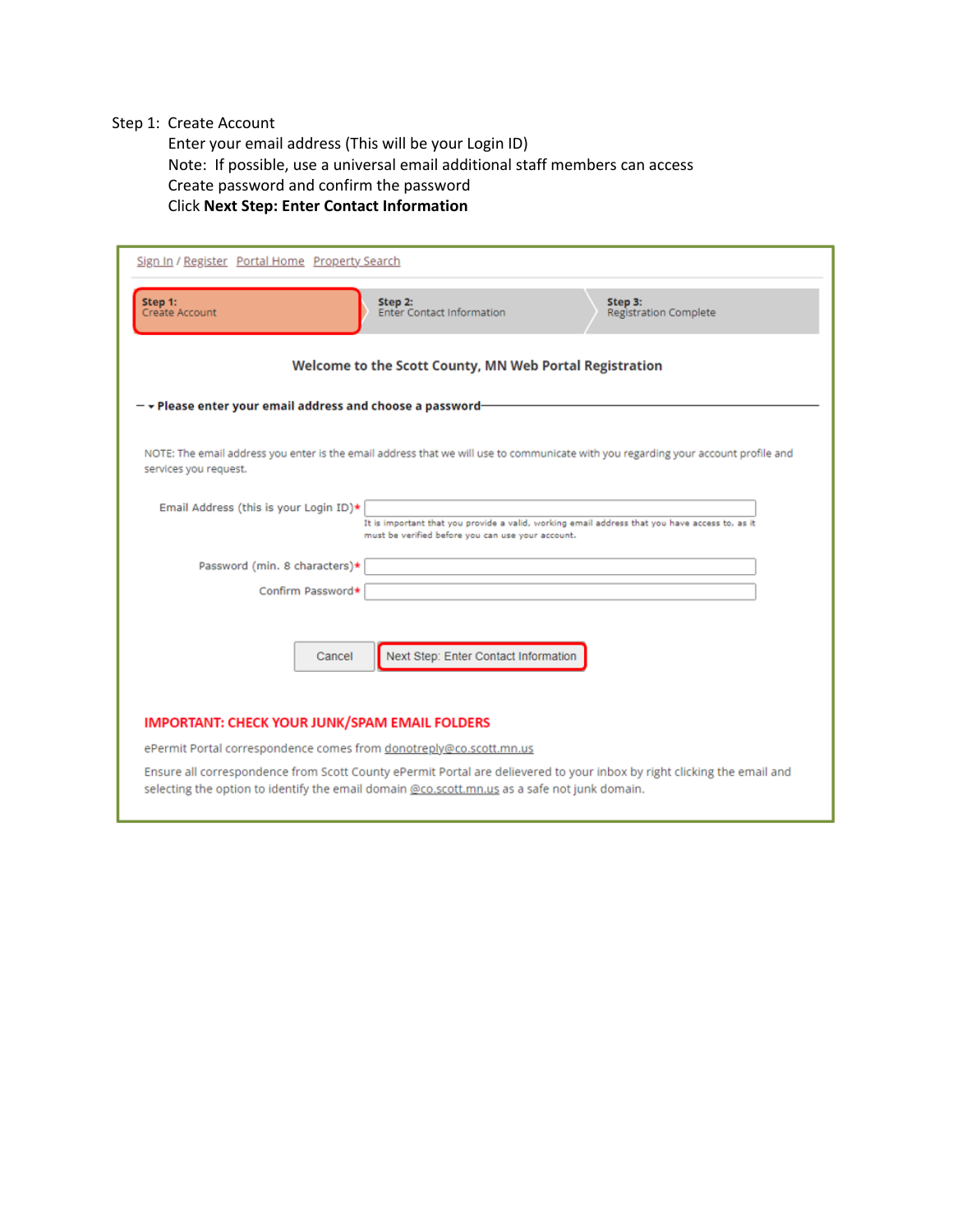Step 1: Create Account

Enter your email address (This will be your Login ID)

Note: If possible, use a universal email additional staff members can access

Create password and confirm the password

Click **Next Step: Enter Contact Information**

Sign In / Register Portal Home Property Search

**Step 1:** Create Account | **Step 2:** Enter Contact Information | **Step 3:** Registration Complete

**Welcome to the Scott County, MN Web Portal Registration**

**Please enter your email address and choose a password**

NOTE: The email address you enter is the email address that we will use to communicate with you regarding your account profile and services you request.

Email Address (this is your Login ID)*

It is important that you provide a valid, working email address that you have access to, as it must be verified before you can use your account.

Password (min. 8 characters)*

Confirm Password*

Cancel | Next Step: Enter Contact Information

**IMPORTANT: CHECK YOUR JUNK/SPAM EMAIL FOLDERS**

ePermit Portal correspondence comes from donotreply@co.scott.mn.us

Ensure all correspondence from Scott County ePermit Portal are delievered to your inbox by right clicking the email and selecting the option to identify the email domain @co.scott.mn.us as a safe not junk domain.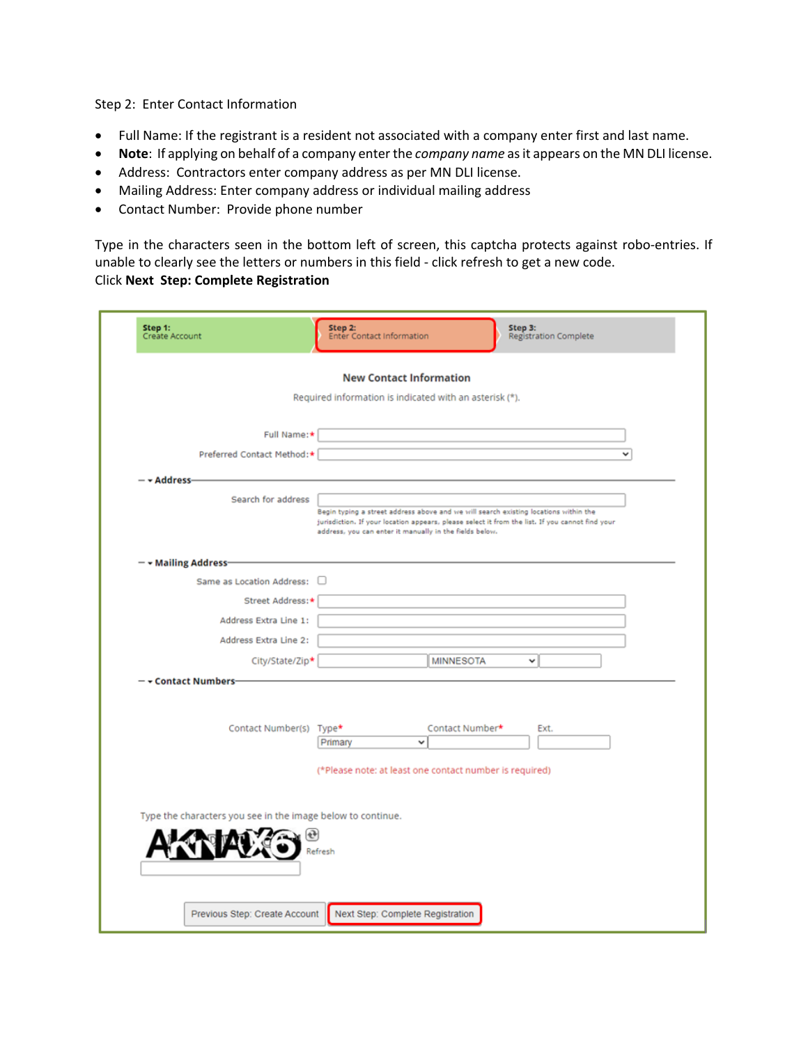Step 2: Enter Contact Information

- Full Name: If the registrant is a resident not associated with a company enter first and last name.
- **Note**: If applying on behalf of a company enter the *company name* as it appears on the MN DLI license.
- Address: Contractors enter company address as per MN DLI license.
- Mailing Address: Enter company address or individual mailing address
- Contact Number: Provide phone number

Type in the characters seen in the bottom left of screen, this captcha protects against robo-entries. If unable to clearly see the letters or numbers in this field - click refresh to get a new code.

Click **Next Step: Complete Registration**

**Step 1:** Create Account | **Step 2:** Enter Contact Information | **Step 3:** Registration Complete

**New Contact Information**

Required information is indicated with an asterisk (*).

Full Name:*

Preferred Contact Method:*

**Address**

Search for address

Begin typing a street address above and we will search existing locations within the jurisdiction. If your location appears, please select it from the list. If you cannot find your address, you can enter it manually in the fields below.

**Mailing Address**

Same as Location Address:

Street Address:*

Address Extra Line 1:

Address Extra Line 2:

City/State/Zip* MINNESOTA

**Contact Numbers**

Contact Number(s) Type* Primary Contact Number* Ext.

(*Please note: at least one contact number is required)

Type the characters you see in the image below to continue.

Refresh

Previous Step: Create Account | Next Step: Complete Registration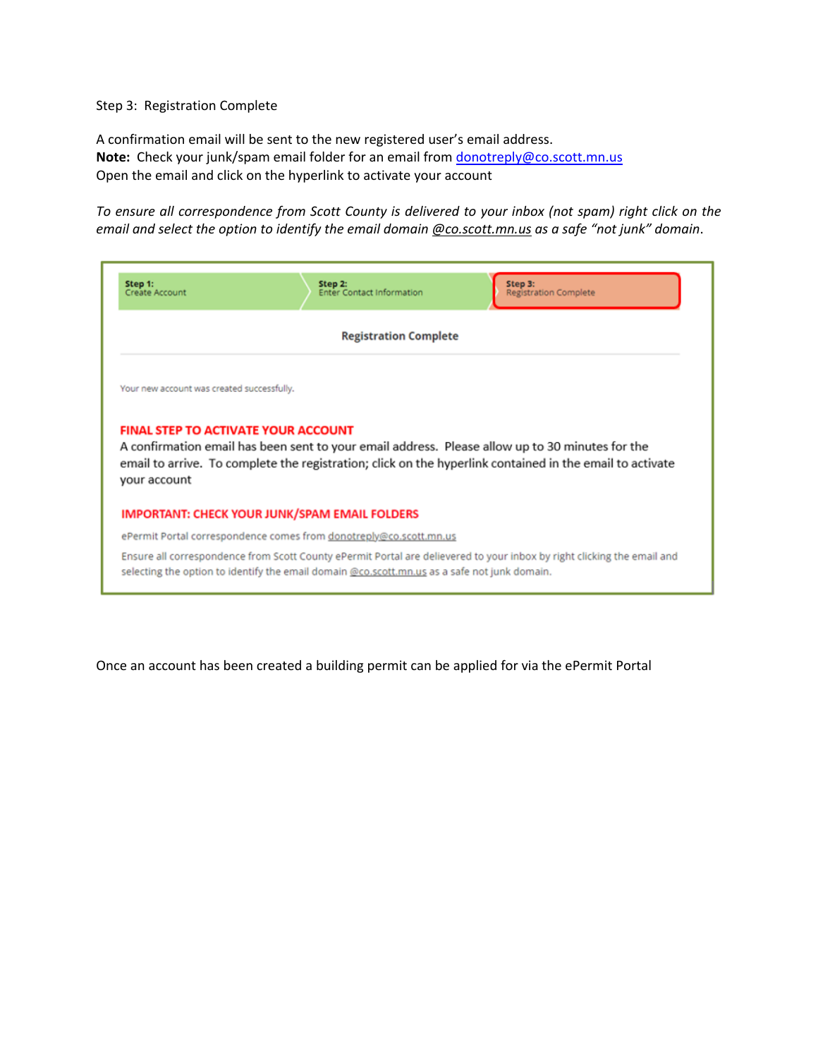Step 3: Registration Complete

A confirmation email will be sent to the new registered user's email address.
**Note:** Check your junk/spam email folder for an email from donotreply@co.scott.mn.us
Open the email and click on the hyperlink to activate your account

*To ensure all correspondence from Scott County is delivered to your inbox (not spam) right click on the email and select the option to identify the email domain @co.scott.mn.us as a safe "not junk" domain.*

**Step 1:** Create Account | **Step 2:** Enter Contact Information | **Step 3:** Registration Complete

**Registration Complete**

Your new account was created successfully.

**FINAL STEP TO ACTIVATE YOUR ACCOUNT**

A confirmation email has been sent to your email address. Please allow up to 30 minutes for the email to arrive. To complete the registration; click on the hyperlink contained in the email to activate your account

**IMPORTANT: CHECK YOUR JUNK/SPAM EMAIL FOLDERS**

ePermit Portal correspondence comes from donotreply@co.scott.mn.us

Ensure all correspondence from Scott County ePermit Portal are delievered to your inbox by right clicking the email and selecting the option to identify the email domain @co.scott.mn.us as a safe not junk domain.

Once an account has been created a building permit can be applied for via the ePermit Portal